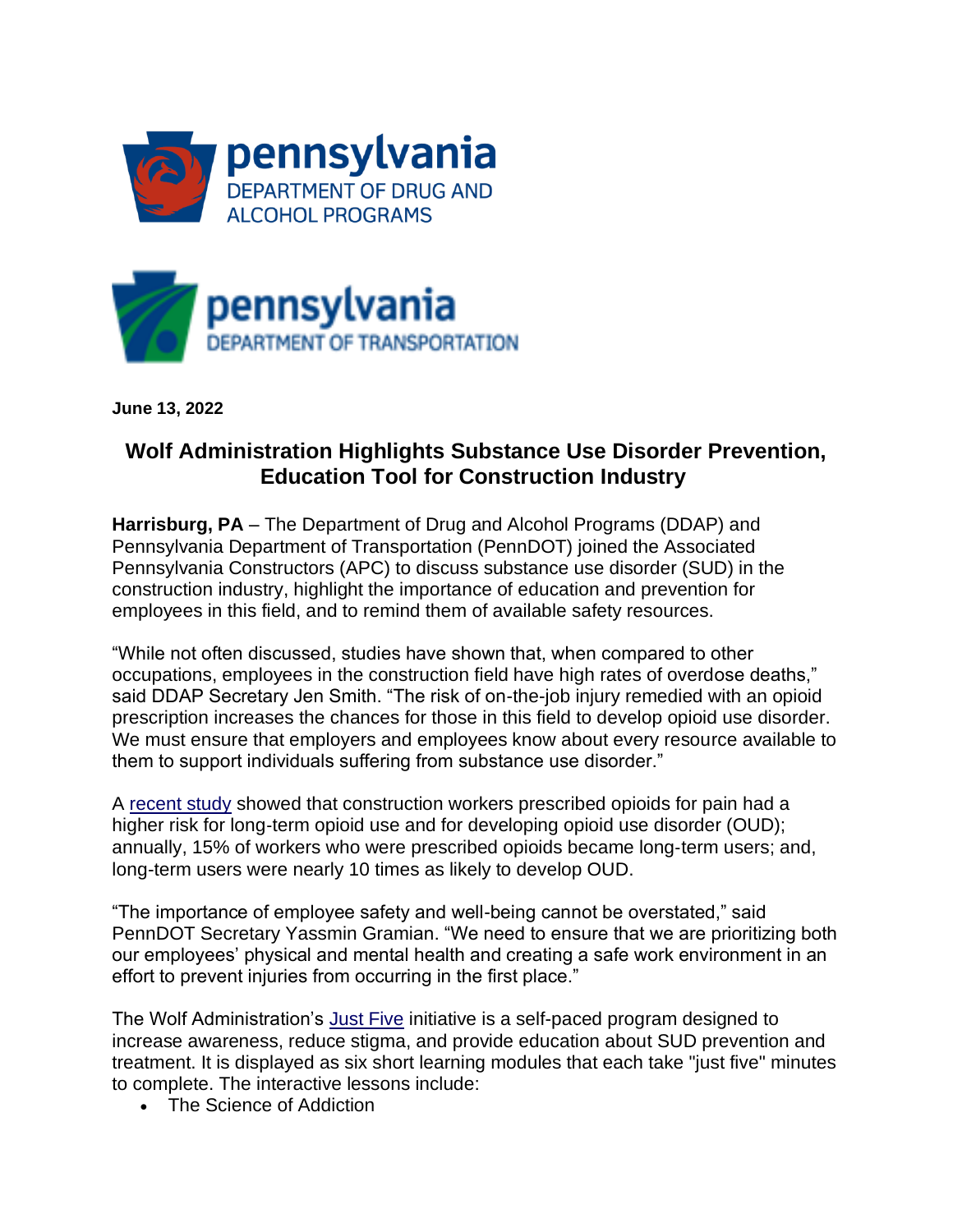pennsylvania
DEPARTMENT OF DRUG AND ALCOHOL PROGRAMS

pennsylvania
DEPARTMENT OF TRANSPORTATION

**June 13, 2022**

## Wolf Administration Highlights Substance Use Disorder Prevention, Education Tool for Construction Industry

**Harrisburg, PA** – The Department of Drug and Alcohol Programs (DDAP) and Pennsylvania Department of Transportation (PennDOT) joined the Associated Pennsylvania Constructors (APC) to discuss substance use disorder (SUD) in the construction industry, highlight the importance of education and prevention for employees in this field, and to remind them of available safety resources.

"While not often discussed, studies have shown that, when compared to other occupations, employees in the construction field have high rates of overdose deaths," said DDAP Secretary Jen Smith. "The risk of on-the-job injury remedied with an opioid prescription increases the chances for those in this field to develop opioid use disorder. We must ensure that employers and employees know about every resource available to them to support individuals suffering from substance use disorder."

A recent study showed that construction workers prescribed opioids for pain had a higher risk for long-term opioid use and for developing opioid use disorder (OUD); annually, 15% of workers who were prescribed opioids became long-term users; and, long-term users were nearly 10 times as likely to develop OUD.

"The importance of employee safety and well-being cannot be overstated," said PennDOT Secretary Yassmin Gramian. "We need to ensure that we are prioritizing both our employees' physical and mental health and creating a safe work environment in an effort to prevent injuries from occurring in the first place."

The Wolf Administration's Just Five initiative is a self-paced program designed to increase awareness, reduce stigma, and provide education about SUD prevention and treatment. It is displayed as six short learning modules that each take "just five" minutes to complete. The interactive lessons include:

- The Science of Addiction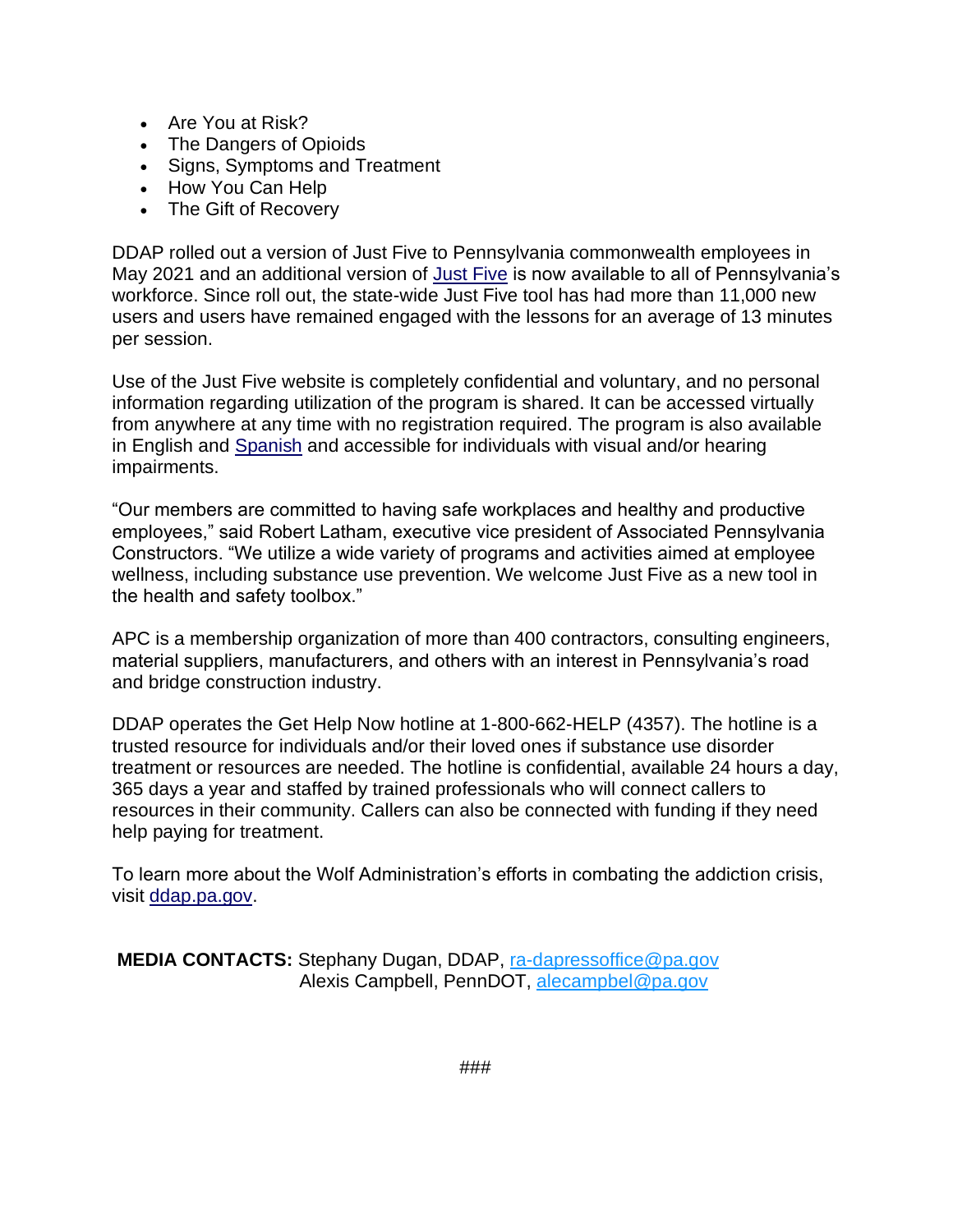- Are You at Risk?
- The Dangers of Opioids
- Signs, Symptoms and Treatment
- How You Can Help
- The Gift of Recovery

DDAP rolled out a version of Just Five to Pennsylvania commonwealth employees in May 2021 and an additional version of Just Five is now available to all of Pennsylvania's workforce. Since roll out, the state-wide Just Five tool has had more than 11,000 new users and users have remained engaged with the lessons for an average of 13 minutes per session.

Use of the Just Five website is completely confidential and voluntary, and no personal information regarding utilization of the program is shared. It can be accessed virtually from anywhere at any time with no registration required. The program is also available in English and Spanish and accessible for individuals with visual and/or hearing impairments.

"Our members are committed to having safe workplaces and healthy and productive employees," said Robert Latham, executive vice president of Associated Pennsylvania Constructors. "We utilize a wide variety of programs and activities aimed at employee wellness, including substance use prevention. We welcome Just Five as a new tool in the health and safety toolbox."

APC is a membership organization of more than 400 contractors, consulting engineers, material suppliers, manufacturers, and others with an interest in Pennsylvania's road and bridge construction industry.

DDAP operates the Get Help Now hotline at 1-800-662-HELP (4357). The hotline is a trusted resource for individuals and/or their loved ones if substance use disorder treatment or resources are needed. The hotline is confidential, available 24 hours a day, 365 days a year and staffed by trained professionals who will connect callers to resources in their community. Callers can also be connected with funding if they need help paying for treatment.

To learn more about the Wolf Administration's efforts in combating the addiction crisis, visit ddap.pa.gov.

**MEDIA CONTACTS:** Stephany Dugan, DDAP, ra-dapressoffice@pa.gov
Alexis Campbell, PennDOT, alecampbel@pa.gov

###